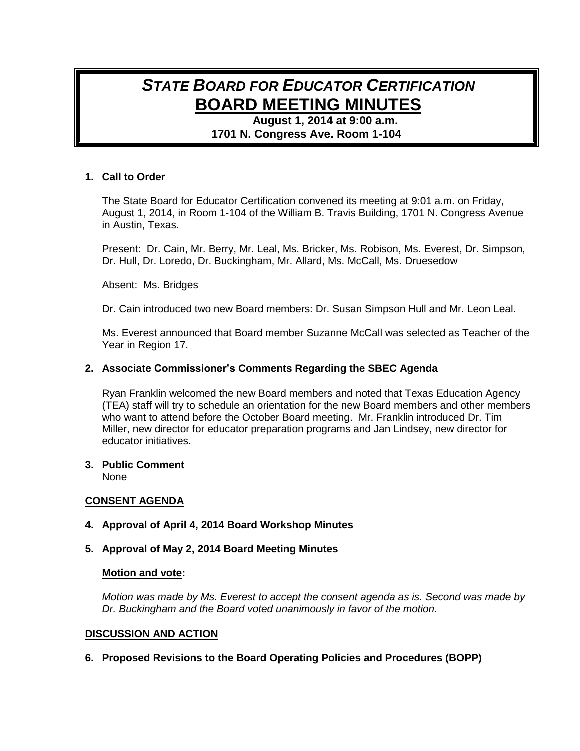# *STATE BOARD FOR EDUCATOR CERTIFICATION*
# BOARD MEETING MINUTES

**August 1, 2014 at 9:00 a.m.**
**1701 N. Congress Ave. Room 1-104**

**1. Call to Order**

The State Board for Educator Certification convened its meeting at 9:01 a.m. on Friday, August 1, 2014, in Room 1-104 of the William B. Travis Building, 1701 N. Congress Avenue in Austin, Texas.

Present: Dr. Cain, Mr. Berry, Mr. Leal, Ms. Bricker, Ms. Robison, Ms. Everest, Dr. Simpson, Dr. Hull, Dr. Loredo, Dr. Buckingham, Mr. Allard, Ms. McCall, Ms. Druesedow

Absent: Ms. Bridges

Dr. Cain introduced two new Board members: Dr. Susan Simpson Hull and Mr. Leon Leal.

Ms. Everest announced that Board member Suzanne McCall was selected as Teacher of the Year in Region 17.

**2. Associate Commissioner's Comments Regarding the SBEC Agenda**

Ryan Franklin welcomed the new Board members and noted that Texas Education Agency (TEA) staff will try to schedule an orientation for the new Board members and other members who want to attend before the October Board meeting. Mr. Franklin introduced Dr. Tim Miller, new director for educator preparation programs and Jan Lindsey, new director for educator initiatives.

**3. Public Comment**
None

**CONSENT AGENDA**

**4. Approval of April 4, 2014 Board Workshop Minutes**

**5. Approval of May 2, 2014 Board Meeting Minutes**

**Motion and vote:**

*Motion was made by Ms. Everest to accept the consent agenda as is. Second was made by Dr. Buckingham and the Board voted unanimously in favor of the motion.*

**DISCUSSION AND ACTION**

**6. Proposed Revisions to the Board Operating Policies and Procedures (BOPP)**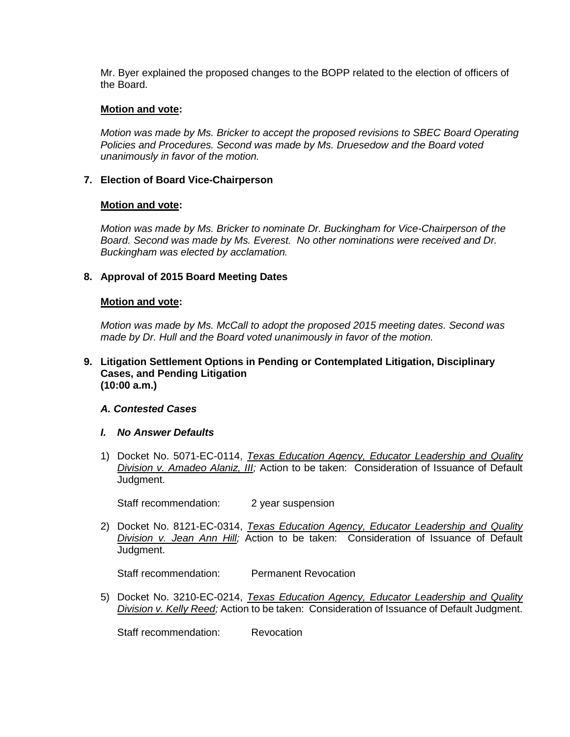Mr. Byer explained the proposed changes to the BOPP related to the election of officers of the Board.

**<u>Motion and vote</u>:**

*Motion was made by Ms. Bricker to accept the proposed revisions to SBEC Board Operating Policies and Procedures. Second was made by Ms. Druesedow and the Board voted unanimously in favor of the motion.*

**7. Election of Board Vice-Chairperson**

**<u>Motion and vote</u>:**

*Motion was made by Ms. Bricker to nominate Dr. Buckingham for Vice-Chairperson of the Board. Second was made by Ms. Everest. No other nominations were received and Dr. Buckingham was elected by acclamation.*

**8. Approval of 2015 Board Meeting Dates**

**<u>Motion and vote</u>:**

*Motion was made by Ms. McCall to adopt the proposed 2015 meeting dates. Second was made by Dr. Hull and the Board voted unanimously in favor of the motion.*

**9. Litigation Settlement Options in Pending or Contemplated Litigation, Disciplinary Cases, and Pending Litigation (10:00 a.m.)**

***A. Contested Cases***

***I. No Answer Defaults***

1) Docket No. 5071-EC-0114, *<u>Texas Education Agency, Educator Leadership and Quality Division v. Amadeo Alaniz, III</u>;* Action to be taken: Consideration of Issuance of Default Judgment.

   Staff recommendation: 2 year suspension

2) Docket No. 8121-EC-0314, *<u>Texas Education Agency, Educator Leadership and Quality Division v. Jean Ann Hill</u>;* Action to be taken: Consideration of Issuance of Default Judgment.

   Staff recommendation: Permanent Revocation

5) Docket No. 3210-EC-0214, *<u>Texas Education Agency, Educator Leadership and Quality Division v. Kelly Reed</u>;* Action to be taken: Consideration of Issuance of Default Judgment.

   Staff recommendation: Revocation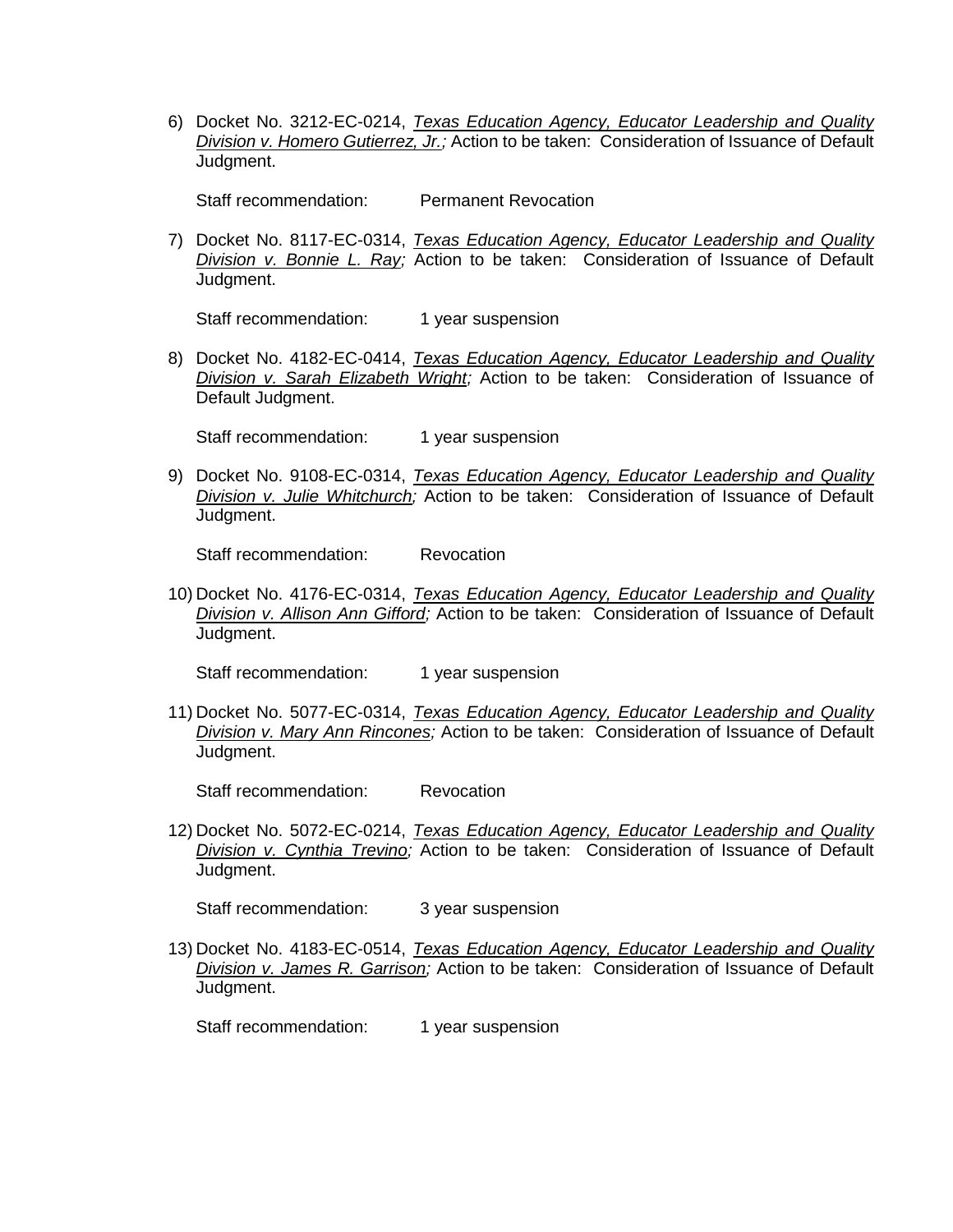6) Docket No. 3212-EC-0214, *Texas Education Agency, Educator Leadership and Quality Division v. Homero Gutierrez, Jr.;* Action to be taken: Consideration of Issuance of Default Judgment.

   Staff recommendation: Permanent Revocation

7) Docket No. 8117-EC-0314, *Texas Education Agency, Educator Leadership and Quality Division v. Bonnie L. Ray;* Action to be taken: Consideration of Issuance of Default Judgment.

   Staff recommendation: 1 year suspension

8) Docket No. 4182-EC-0414, *Texas Education Agency, Educator Leadership and Quality Division v. Sarah Elizabeth Wright;* Action to be taken: Consideration of Issuance of Default Judgment.

   Staff recommendation: 1 year suspension

9) Docket No. 9108-EC-0314, *Texas Education Agency, Educator Leadership and Quality Division v. Julie Whitchurch;* Action to be taken: Consideration of Issuance of Default Judgment.

   Staff recommendation: Revocation

10) Docket No. 4176-EC-0314, *Texas Education Agency, Educator Leadership and Quality Division v. Allison Ann Gifford;* Action to be taken: Consideration of Issuance of Default Judgment.

    Staff recommendation: 1 year suspension

11) Docket No. 5077-EC-0314, *Texas Education Agency, Educator Leadership and Quality Division v. Mary Ann Rincones;* Action to be taken: Consideration of Issuance of Default Judgment.

    Staff recommendation: Revocation

12) Docket No. 5072-EC-0214, *Texas Education Agency, Educator Leadership and Quality Division v. Cynthia Trevino;* Action to be taken: Consideration of Issuance of Default Judgment.

    Staff recommendation: 3 year suspension

13) Docket No. 4183-EC-0514, *Texas Education Agency, Educator Leadership and Quality Division v. James R. Garrison;* Action to be taken: Consideration of Issuance of Default Judgment.

    Staff recommendation: 1 year suspension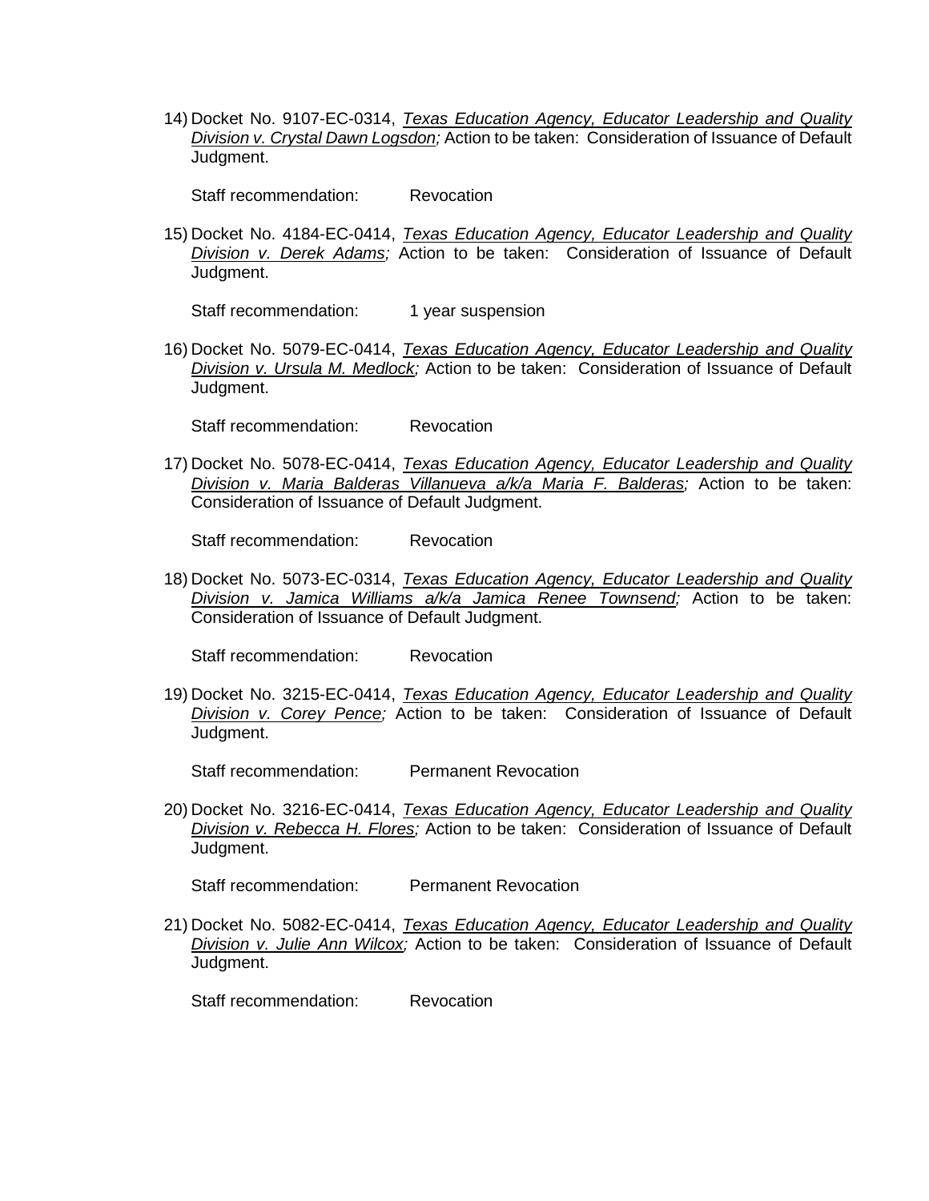14) Docket No. 9107-EC-0314, *Texas Education Agency, Educator Leadership and Quality Division v. Crystal Dawn Logsdon;* Action to be taken: Consideration of Issuance of Default Judgment.

    Staff recommendation: Revocation

15) Docket No. 4184-EC-0414, *Texas Education Agency, Educator Leadership and Quality Division v. Derek Adams;* Action to be taken: Consideration of Issuance of Default Judgment.

    Staff recommendation: 1 year suspension

16) Docket No. 5079-EC-0414, *Texas Education Agency, Educator Leadership and Quality Division v. Ursula M. Medlock;* Action to be taken: Consideration of Issuance of Default Judgment.

    Staff recommendation: Revocation

17) Docket No. 5078-EC-0414, *Texas Education Agency, Educator Leadership and Quality Division v. Maria Balderas Villanueva a/k/a Maria F. Balderas;* Action to be taken: Consideration of Issuance of Default Judgment.

    Staff recommendation: Revocation

18) Docket No. 5073-EC-0314, *Texas Education Agency, Educator Leadership and Quality Division v. Jamica Williams a/k/a Jamica Renee Townsend;* Action to be taken: Consideration of Issuance of Default Judgment.

    Staff recommendation: Revocation

19) Docket No. 3215-EC-0414, *Texas Education Agency, Educator Leadership and Quality Division v. Corey Pence;* Action to be taken: Consideration of Issuance of Default Judgment.

    Staff recommendation: Permanent Revocation

20) Docket No. 3216-EC-0414, *Texas Education Agency, Educator Leadership and Quality Division v. Rebecca H. Flores;* Action to be taken: Consideration of Issuance of Default Judgment.

    Staff recommendation: Permanent Revocation

21) Docket No. 5082-EC-0414, *Texas Education Agency, Educator Leadership and Quality Division v. Julie Ann Wilcox;* Action to be taken: Consideration of Issuance of Default Judgment.

    Staff recommendation: Revocation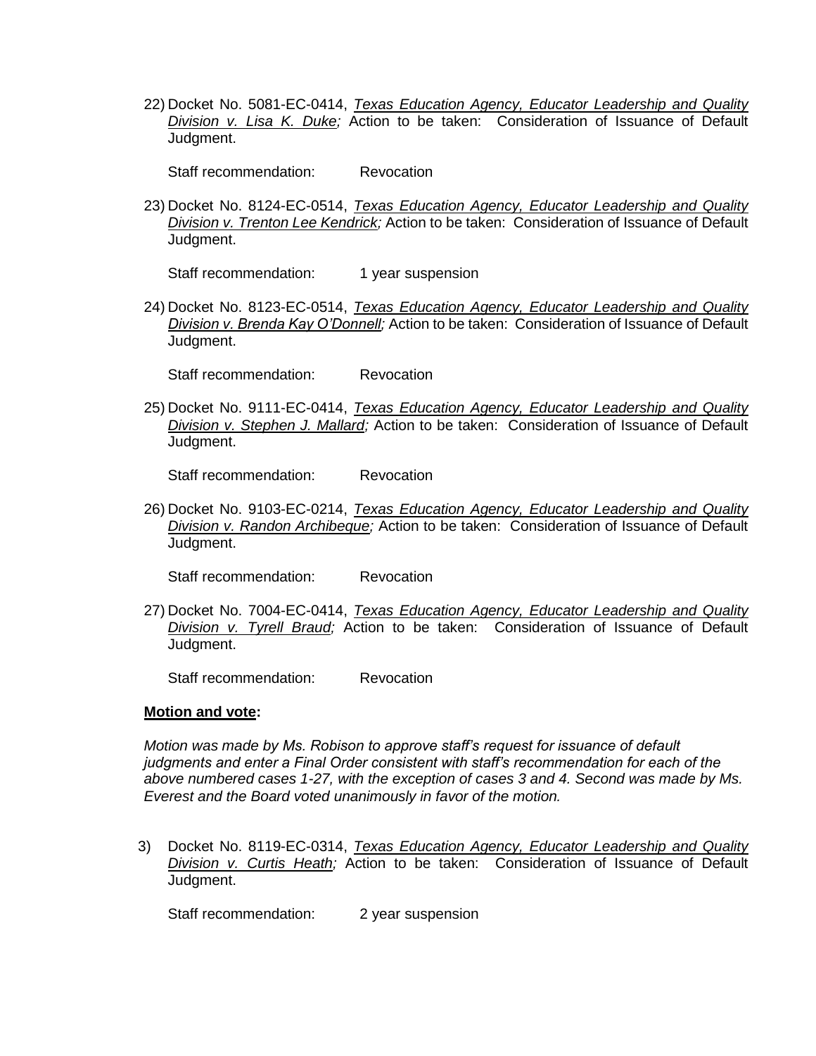22) Docket No. 5081-EC-0414, *Texas Education Agency, Educator Leadership and Quality Division v. Lisa K. Duke;* Action to be taken: Consideration of Issuance of Default Judgment.

    Staff recommendation: Revocation

23) Docket No. 8124-EC-0514, *Texas Education Agency, Educator Leadership and Quality Division v. Trenton Lee Kendrick;* Action to be taken: Consideration of Issuance of Default Judgment.

    Staff recommendation: 1 year suspension

24) Docket No. 8123-EC-0514, *Texas Education Agency, Educator Leadership and Quality Division v. Brenda Kay O'Donnell;* Action to be taken: Consideration of Issuance of Default Judgment.

    Staff recommendation: Revocation

25) Docket No. 9111-EC-0414, *Texas Education Agency, Educator Leadership and Quality Division v. Stephen J. Mallard;* Action to be taken: Consideration of Issuance of Default Judgment.

    Staff recommendation: Revocation

26) Docket No. 9103-EC-0214, *Texas Education Agency, Educator Leadership and Quality Division v. Randon Archibeque;* Action to be taken: Consideration of Issuance of Default Judgment.

    Staff recommendation: Revocation

27) Docket No. 7004-EC-0414, *Texas Education Agency, Educator Leadership and Quality Division v. Tyrell Braud;* Action to be taken: Consideration of Issuance of Default Judgment.

    Staff recommendation: Revocation

**Motion and vote:**

*Motion was made by Ms. Robison to approve staff's request for issuance of default judgments and enter a Final Order consistent with staff's recommendation for each of the above numbered cases 1-27, with the exception of cases 3 and 4. Second was made by Ms. Everest and the Board voted unanimously in favor of the motion.*

3) Docket No. 8119-EC-0314, *Texas Education Agency, Educator Leadership and Quality Division v. Curtis Heath;* Action to be taken: Consideration of Issuance of Default Judgment.

    Staff recommendation: 2 year suspension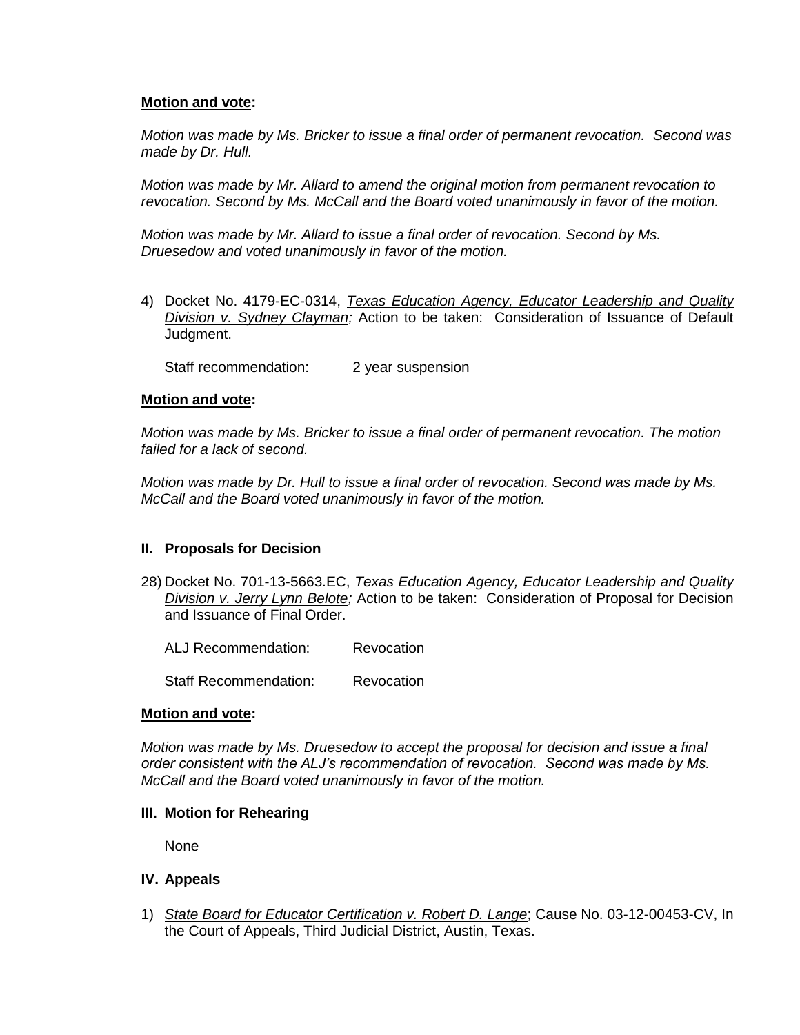**Motion and vote:**

*Motion was made by Ms. Bricker to issue a final order of permanent revocation. Second was made by Dr. Hull.*

*Motion was made by Mr. Allard to amend the original motion from permanent revocation to revocation. Second by Ms. McCall and the Board voted unanimously in favor of the motion.*

*Motion was made by Mr. Allard to issue a final order of revocation. Second by Ms. Druesedow and voted unanimously in favor of the motion.*

4) Docket No. 4179-EC-0314, *Texas Education Agency, Educator Leadership and Quality Division v. Sydney Clayman;* Action to be taken: Consideration of Issuance of Default Judgment.

   Staff recommendation: 2 year suspension

**Motion and vote:**

*Motion was made by Ms. Bricker to issue a final order of permanent revocation. The motion failed for a lack of second.*

*Motion was made by Dr. Hull to issue a final order of revocation. Second was made by Ms. McCall and the Board voted unanimously in favor of the motion.*

### II. Proposals for Decision

28) Docket No. 701-13-5663.EC, *Texas Education Agency, Educator Leadership and Quality Division v. Jerry Lynn Belote;* Action to be taken: Consideration of Proposal for Decision and Issuance of Final Order.

    ALJ Recommendation: Revocation

    Staff Recommendation: Revocation

**Motion and vote:**

*Motion was made by Ms. Druesedow to accept the proposal for decision and issue a final order consistent with the ALJ's recommendation of revocation. Second was made by Ms. McCall and the Board voted unanimously in favor of the motion.*

### III. Motion for Rehearing

None

### IV. Appeals

1) *State Board for Educator Certification v. Robert D. Lange*; Cause No. 03-12-00453-CV, In the Court of Appeals, Third Judicial District, Austin, Texas.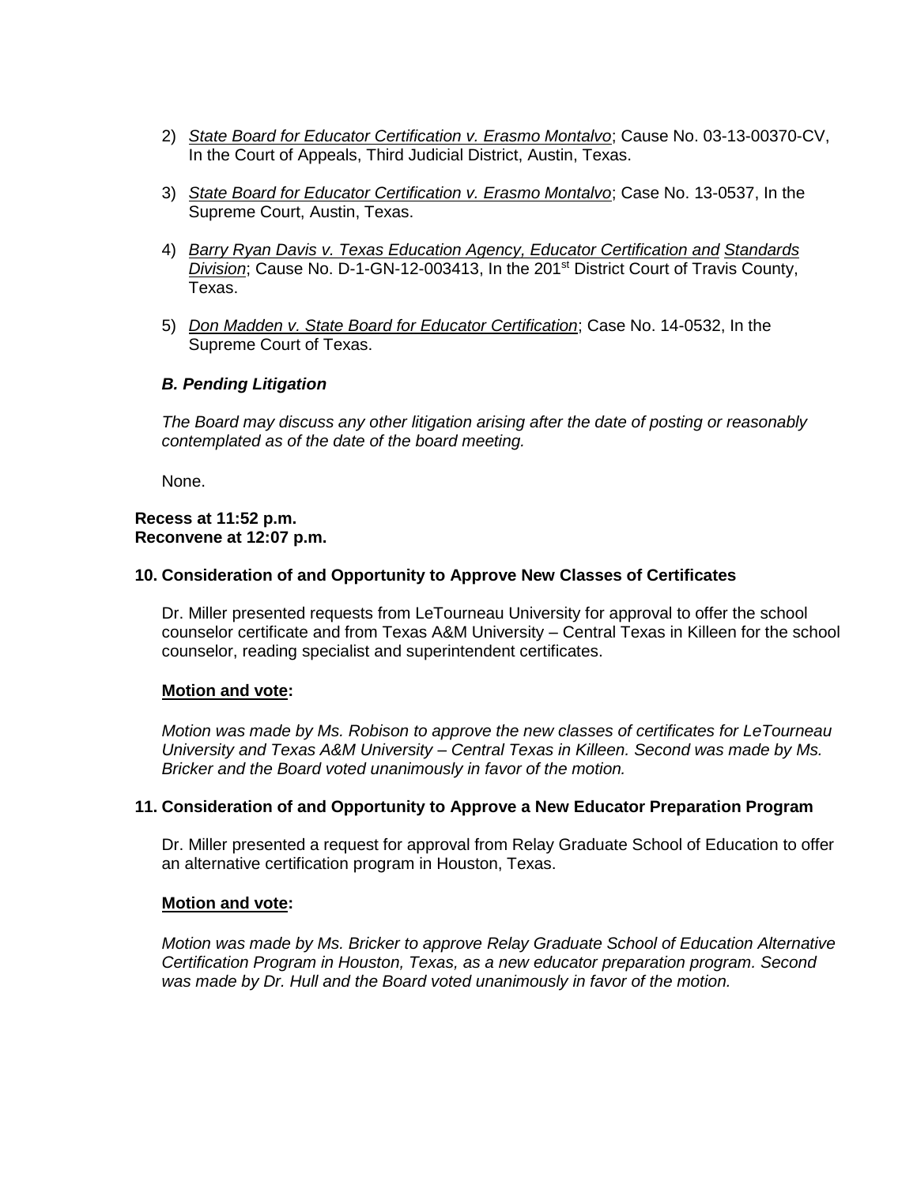2) *State Board for Educator Certification v. Erasmo Montalvo*; Cause No. 03-13-00370-CV, In the Court of Appeals, Third Judicial District, Austin, Texas.

3) *State Board for Educator Certification v. Erasmo Montalvo*; Case No. 13-0537, In the Supreme Court, Austin, Texas.

4) *Barry Ryan Davis v. Texas Education Agency, Educator Certification and Standards Division*; Cause No. D-1-GN-12-003413, In the 201st District Court of Travis County, Texas.

5) *Don Madden v. State Board for Educator Certification*; Case No. 14-0532, In the Supreme Court of Texas.

***B. Pending Litigation***

*The Board may discuss any other litigation arising after the date of posting or reasonably contemplated as of the date of the board meeting.*

None.

**Recess at 11:52 p.m.**
**Reconvene at 12:07 p.m.**

**10. Consideration of and Opportunity to Approve New Classes of Certificates**

Dr. Miller presented requests from LeTourneau University for approval to offer the school counselor certificate and from Texas A&M University – Central Texas in Killeen for the school counselor, reading specialist and superintendent certificates.

**Motion and vote:**

*Motion was made by Ms. Robison to approve the new classes of certificates for LeTourneau University and Texas A&M University – Central Texas in Killeen. Second was made by Ms. Bricker and the Board voted unanimously in favor of the motion.*

**11. Consideration of and Opportunity to Approve a New Educator Preparation Program**

Dr. Miller presented a request for approval from Relay Graduate School of Education to offer an alternative certification program in Houston, Texas.

**Motion and vote:**

*Motion was made by Ms. Bricker to approve Relay Graduate School of Education Alternative Certification Program in Houston, Texas, as a new educator preparation program. Second was made by Dr. Hull and the Board voted unanimously in favor of the motion.*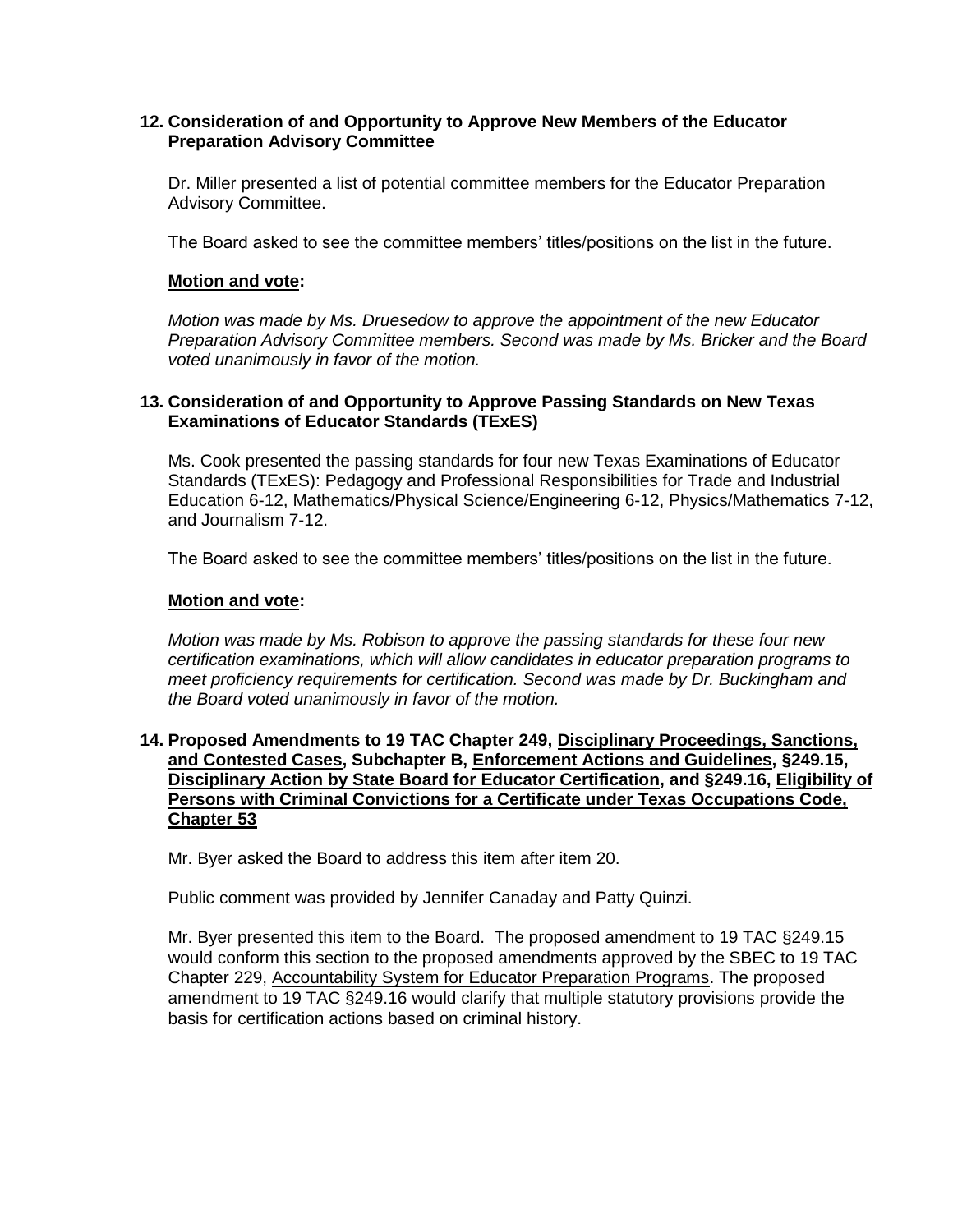**12. Consideration of and Opportunity to Approve New Members of the Educator Preparation Advisory Committee**

Dr. Miller presented a list of potential committee members for the Educator Preparation Advisory Committee.

The Board asked to see the committee members' titles/positions on the list in the future.

<u>**Motion and vote**</u>**:**

*Motion was made by Ms. Druesedow to approve the appointment of the new Educator Preparation Advisory Committee members. Second was made by Ms. Bricker and the Board voted unanimously in favor of the motion.*

**13. Consideration of and Opportunity to Approve Passing Standards on New Texas Examinations of Educator Standards (TExES)**

Ms. Cook presented the passing standards for four new Texas Examinations of Educator Standards (TExES): Pedagogy and Professional Responsibilities for Trade and Industrial Education 6-12, Mathematics/Physical Science/Engineering 6-12, Physics/Mathematics 7-12, and Journalism 7-12.

The Board asked to see the committee members' titles/positions on the list in the future.

<u>**Motion and vote**</u>**:**

*Motion was made by Ms. Robison to approve the passing standards for these four new certification examinations, which will allow candidates in educator preparation programs to meet proficiency requirements for certification. Second was made by Dr. Buckingham and the Board voted unanimously in favor of the motion.*

**14. Proposed Amendments to 19 TAC Chapter 249, <u>Disciplinary Proceedings, Sanctions, and Contested Cases</u>, Subchapter B, <u>Enforcement Actions and Guidelines</u>, §249.15, <u>Disciplinary Action by State Board for Educator Certification</u>, and §249.16, <u>Eligibility of Persons with Criminal Convictions for a Certificate under Texas Occupations Code, Chapter 53</u>**

Mr. Byer asked the Board to address this item after item 20.

Public comment was provided by Jennifer Canaday and Patty Quinzi.

Mr. Byer presented this item to the Board. The proposed amendment to 19 TAC §249.15 would conform this section to the proposed amendments approved by the SBEC to 19 TAC Chapter 229, <u>Accountability System for Educator Preparation Programs</u>. The proposed amendment to 19 TAC §249.16 would clarify that multiple statutory provisions provide the basis for certification actions based on criminal history.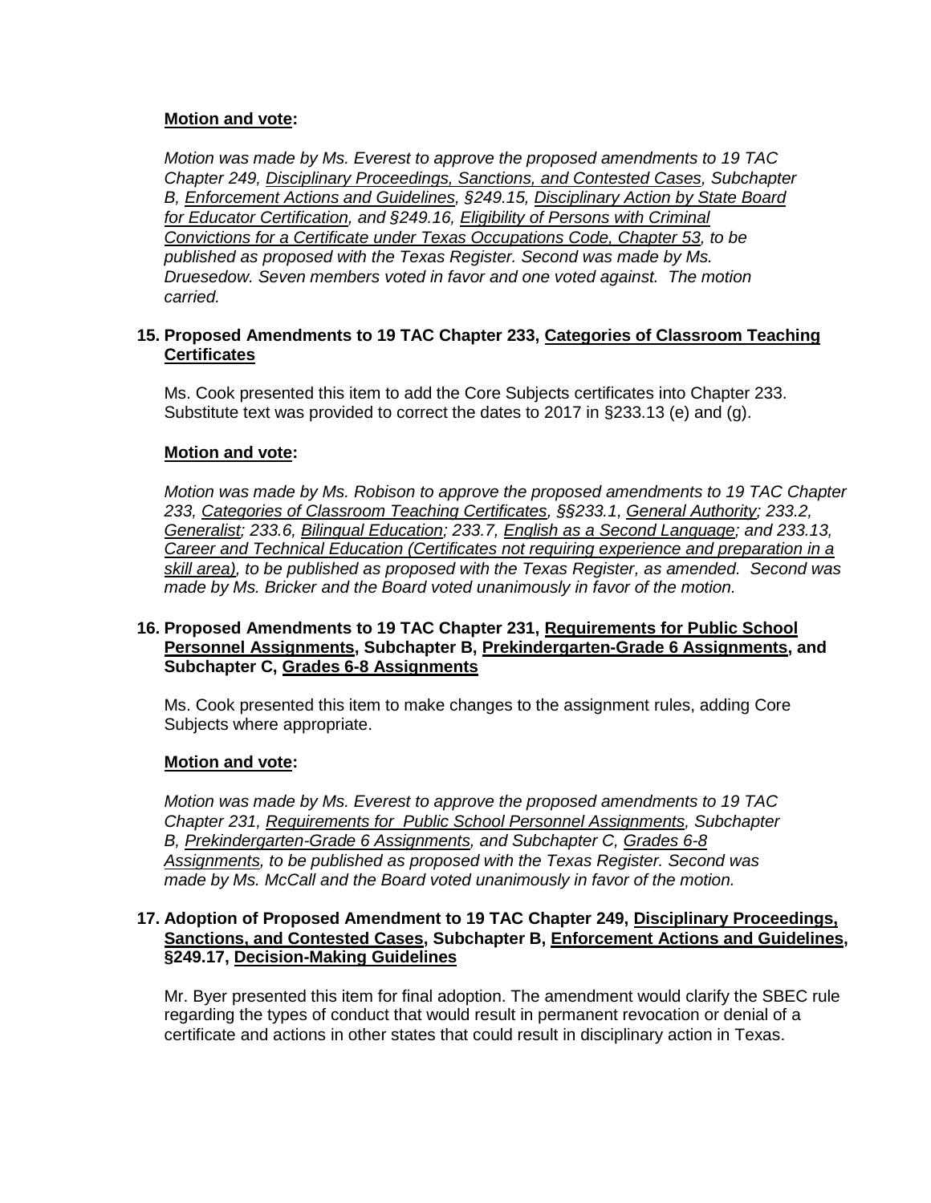**Motion and vote:**

*Motion was made by Ms. Everest to approve the proposed amendments to 19 TAC Chapter 249, Disciplinary Proceedings, Sanctions, and Contested Cases, Subchapter B, Enforcement Actions and Guidelines, §249.15, Disciplinary Action by State Board for Educator Certification, and §249.16, Eligibility of Persons with Criminal Convictions for a Certificate under Texas Occupations Code, Chapter 53, to be published as proposed with the Texas Register. Second was made by Ms. Druesedow. Seven members voted in favor and one voted against. The motion carried.*

**15. Proposed Amendments to 19 TAC Chapter 233, Categories of Classroom Teaching Certificates**

Ms. Cook presented this item to add the Core Subjects certificates into Chapter 233. Substitute text was provided to correct the dates to 2017 in §233.13 (e) and (g).

**Motion and vote:**

*Motion was made by Ms. Robison to approve the proposed amendments to 19 TAC Chapter 233, Categories of Classroom Teaching Certificates, §§233.1, General Authority; 233.2, Generalist; 233.6, Bilingual Education; 233.7, English as a Second Language; and 233.13, Career and Technical Education (Certificates not requiring experience and preparation in a skill area), to be published as proposed with the Texas Register, as amended. Second was made by Ms. Bricker and the Board voted unanimously in favor of the motion.*

**16. Proposed Amendments to 19 TAC Chapter 231, Requirements for Public School Personnel Assignments, Subchapter B, Prekindergarten-Grade 6 Assignments, and Subchapter C, Grades 6-8 Assignments**

Ms. Cook presented this item to make changes to the assignment rules, adding Core Subjects where appropriate.

**Motion and vote:**

*Motion was made by Ms. Everest to approve the proposed amendments to 19 TAC Chapter 231, Requirements for Public School Personnel Assignments, Subchapter B, Prekindergarten-Grade 6 Assignments, and Subchapter C, Grades 6-8 Assignments, to be published as proposed with the Texas Register. Second was made by Ms. McCall and the Board voted unanimously in favor of the motion.*

**17. Adoption of Proposed Amendment to 19 TAC Chapter 249, Disciplinary Proceedings, Sanctions, and Contested Cases, Subchapter B, Enforcement Actions and Guidelines, §249.17, Decision-Making Guidelines**

Mr. Byer presented this item for final adoption. The amendment would clarify the SBEC rule regarding the types of conduct that would result in permanent revocation or denial of a certificate and actions in other states that could result in disciplinary action in Texas.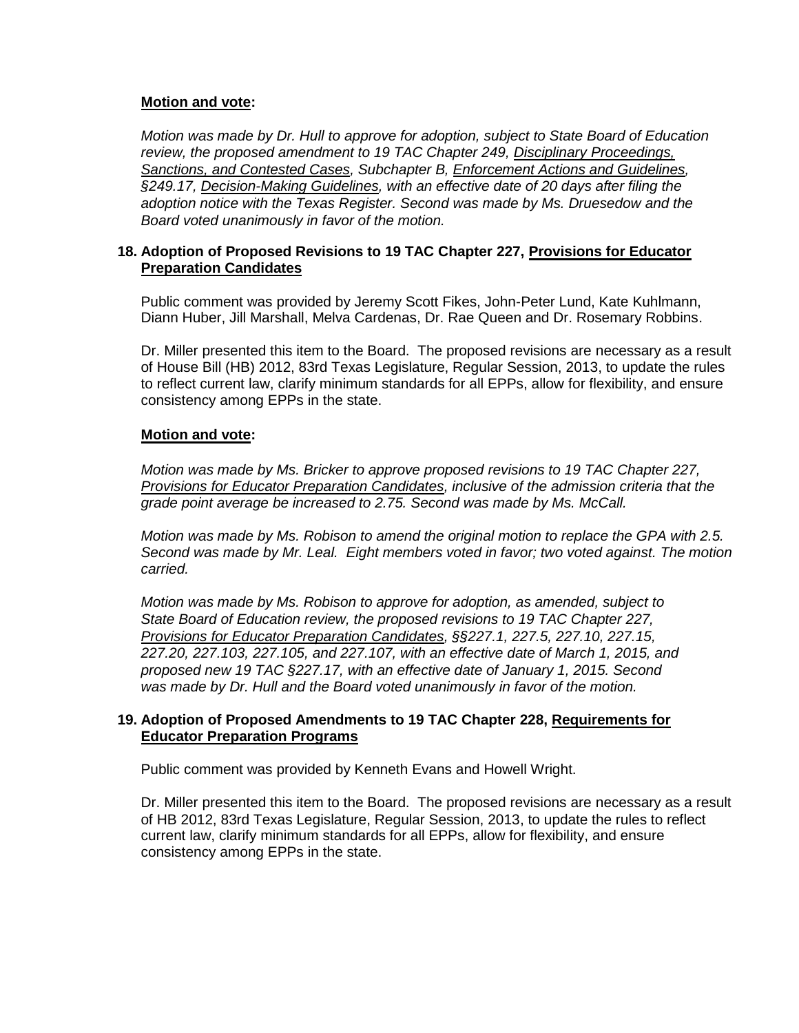**Motion and vote:**

*Motion was made by Dr. Hull to approve for adoption, subject to State Board of Education review, the proposed amendment to 19 TAC Chapter 249, Disciplinary Proceedings, Sanctions, and Contested Cases, Subchapter B, Enforcement Actions and Guidelines, §249.17, Decision-Making Guidelines, with an effective date of 20 days after filing the adoption notice with the Texas Register. Second was made by Ms. Druesedow and the Board voted unanimously in favor of the motion.*

**18. Adoption of Proposed Revisions to 19 TAC Chapter 227, Provisions for Educator Preparation Candidates**

Public comment was provided by Jeremy Scott Fikes, John-Peter Lund, Kate Kuhlmann, Diann Huber, Jill Marshall, Melva Cardenas, Dr. Rae Queen and Dr. Rosemary Robbins.

Dr. Miller presented this item to the Board. The proposed revisions are necessary as a result of House Bill (HB) 2012, 83rd Texas Legislature, Regular Session, 2013, to update the rules to reflect current law, clarify minimum standards for all EPPs, allow for flexibility, and ensure consistency among EPPs in the state.

**Motion and vote:**

*Motion was made by Ms. Bricker to approve proposed revisions to 19 TAC Chapter 227, Provisions for Educator Preparation Candidates, inclusive of the admission criteria that the grade point average be increased to 2.75. Second was made by Ms. McCall.*

*Motion was made by Ms. Robison to amend the original motion to replace the GPA with 2.5. Second was made by Mr. Leal. Eight members voted in favor; two voted against. The motion carried.*

*Motion was made by Ms. Robison to approve for adoption, as amended, subject to State Board of Education review, the proposed revisions to 19 TAC Chapter 227, Provisions for Educator Preparation Candidates, §§227.1, 227.5, 227.10, 227.15, 227.20, 227.103, 227.105, and 227.107, with an effective date of March 1, 2015, and proposed new 19 TAC §227.17, with an effective date of January 1, 2015. Second was made by Dr. Hull and the Board voted unanimously in favor of the motion.*

**19. Adoption of Proposed Amendments to 19 TAC Chapter 228, Requirements for Educator Preparation Programs**

Public comment was provided by Kenneth Evans and Howell Wright.

Dr. Miller presented this item to the Board. The proposed revisions are necessary as a result of HB 2012, 83rd Texas Legislature, Regular Session, 2013, to update the rules to reflect current law, clarify minimum standards for all EPPs, allow for flexibility, and ensure consistency among EPPs in the state.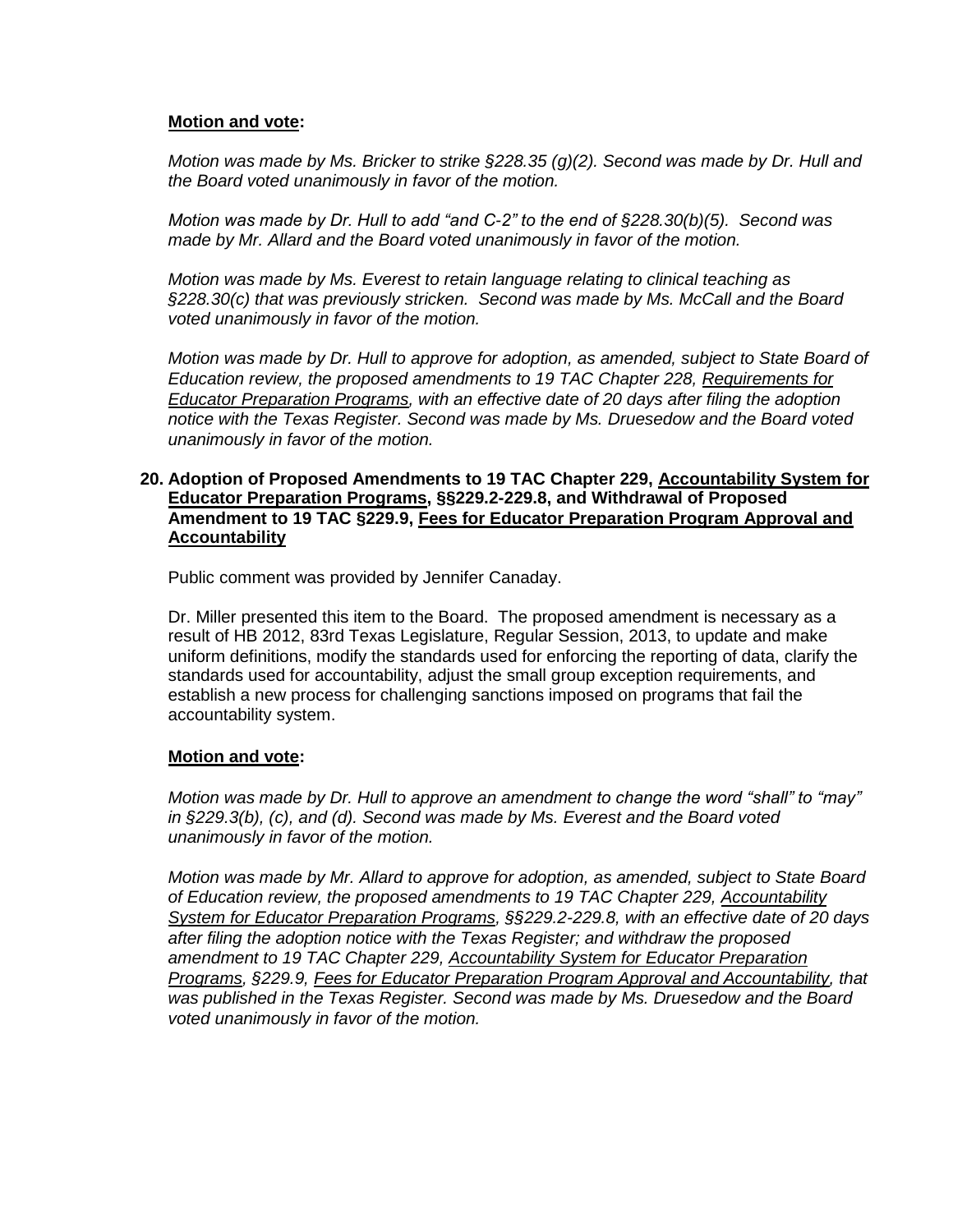**Motion and vote:**

*Motion was made by Ms. Bricker to strike §228.35 (g)(2). Second was made by Dr. Hull and the Board voted unanimously in favor of the motion.*

*Motion was made by Dr. Hull to add "and C-2" to the end of §228.30(b)(5). Second was made by Mr. Allard and the Board voted unanimously in favor of the motion.*

*Motion was made by Ms. Everest to retain language relating to clinical teaching as §228.30(c) that was previously stricken. Second was made by Ms. McCall and the Board voted unanimously in favor of the motion.*

*Motion was made by Dr. Hull to approve for adoption, as amended, subject to State Board of Education review, the proposed amendments to 19 TAC Chapter 228, Requirements for Educator Preparation Programs, with an effective date of 20 days after filing the adoption notice with the Texas Register. Second was made by Ms. Druesedow and the Board voted unanimously in favor of the motion.*

**20. Adoption of Proposed Amendments to 19 TAC Chapter 229, Accountability System for Educator Preparation Programs, §§229.2-229.8, and Withdrawal of Proposed Amendment to 19 TAC §229.9, Fees for Educator Preparation Program Approval and Accountability**

Public comment was provided by Jennifer Canaday.

Dr. Miller presented this item to the Board. The proposed amendment is necessary as a result of HB 2012, 83rd Texas Legislature, Regular Session, 2013, to update and make uniform definitions, modify the standards used for enforcing the reporting of data, clarify the standards used for accountability, adjust the small group exception requirements, and establish a new process for challenging sanctions imposed on programs that fail the accountability system.

**Motion and vote:**

*Motion was made by Dr. Hull to approve an amendment to change the word "shall" to "may" in §229.3(b), (c), and (d). Second was made by Ms. Everest and the Board voted unanimously in favor of the motion.*

*Motion was made by Mr. Allard to approve for adoption, as amended, subject to State Board of Education review, the proposed amendments to 19 TAC Chapter 229, Accountability System for Educator Preparation Programs, §§229.2-229.8, with an effective date of 20 days after filing the adoption notice with the Texas Register; and withdraw the proposed amendment to 19 TAC Chapter 229, Accountability System for Educator Preparation Programs, §229.9, Fees for Educator Preparation Program Approval and Accountability, that was published in the Texas Register. Second was made by Ms. Druesedow and the Board voted unanimously in favor of the motion.*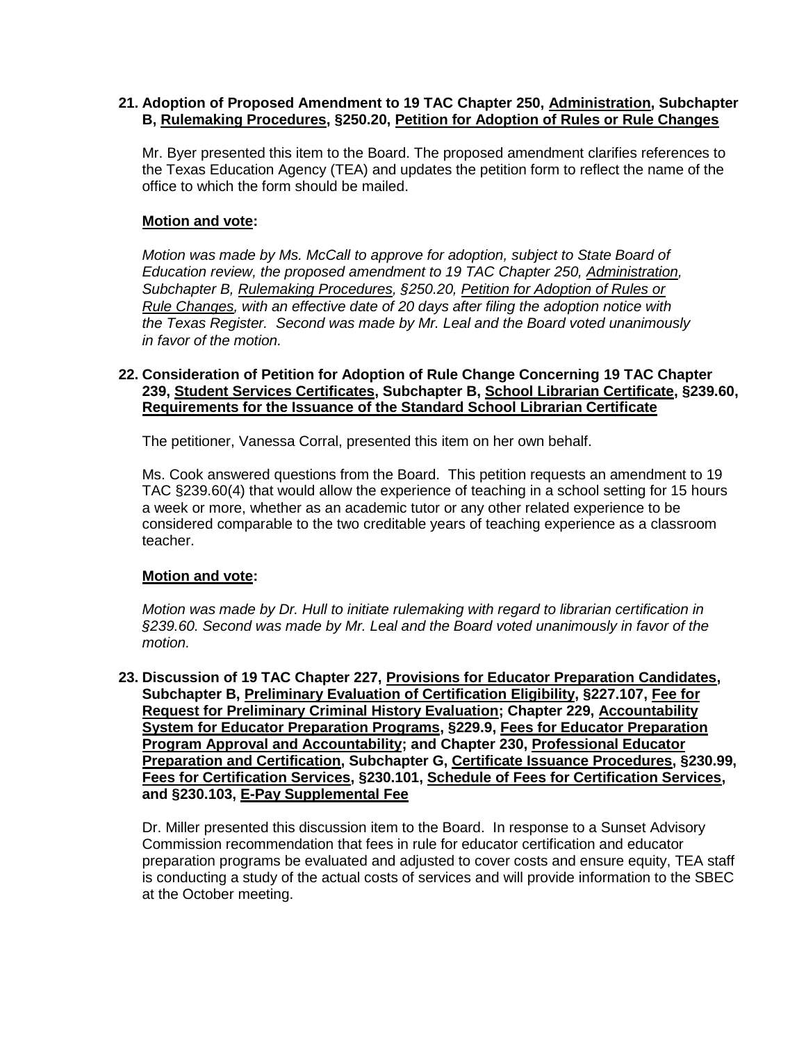**21. Adoption of Proposed Amendment to 19 TAC Chapter 250, <u>Administration</u>, Subchapter B, <u>Rulemaking Procedures</u>, §250.20, <u>Petition for Adoption of Rules or Rule Changes</u>**

Mr. Byer presented this item to the Board. The proposed amendment clarifies references to the Texas Education Agency (TEA) and updates the petition form to reflect the name of the office to which the form should be mailed.

**<u>Motion and vote</u>:**

*Motion was made by Ms. McCall to approve for adoption, subject to State Board of Education review, the proposed amendment to 19 TAC Chapter 250, <u>Administration</u>, Subchapter B, <u>Rulemaking Procedures</u>, §250.20, <u>Petition for Adoption of Rules or Rule Changes</u>, with an effective date of 20 days after filing the adoption notice with the Texas Register. Second was made by Mr. Leal and the Board voted unanimously in favor of the motion.*

**22. Consideration of Petition for Adoption of Rule Change Concerning 19 TAC Chapter 239, <u>Student Services Certificates</u>, Subchapter B, <u>School Librarian Certificate</u>, §239.60, <u>Requirements for the Issuance of the Standard School Librarian Certificate</u>**

The petitioner, Vanessa Corral, presented this item on her own behalf.

Ms. Cook answered questions from the Board. This petition requests an amendment to 19 TAC §239.60(4) that would allow the experience of teaching in a school setting for 15 hours a week or more, whether as an academic tutor or any other related experience to be considered comparable to the two creditable years of teaching experience as a classroom teacher.

**<u>Motion and vote</u>:**

*Motion was made by Dr. Hull to initiate rulemaking with regard to librarian certification in §239.60. Second was made by Mr. Leal and the Board voted unanimously in favor of the motion.*

**23. Discussion of 19 TAC Chapter 227, <u>Provisions for Educator Preparation Candidates</u>, Subchapter B, <u>Preliminary Evaluation of Certification Eligibility</u>, §227.107, <u>Fee for Request for Preliminary Criminal History Evaluation</u>; Chapter 229, <u>Accountability System for Educator Preparation Programs</u>, §229.9, <u>Fees for Educator Preparation Program Approval and Accountability</u>; and Chapter 230, <u>Professional Educator Preparation and Certification</u>, Subchapter G, <u>Certificate Issuance Procedures</u>, §230.99, <u>Fees for Certification Services</u>, §230.101, <u>Schedule of Fees for Certification Services</u>, and §230.103, <u>E-Pay Supplemental Fee</u>**

Dr. Miller presented this discussion item to the Board. In response to a Sunset Advisory Commission recommendation that fees in rule for educator certification and educator preparation programs be evaluated and adjusted to cover costs and ensure equity, TEA staff is conducting a study of the actual costs of services and will provide information to the SBEC at the October meeting.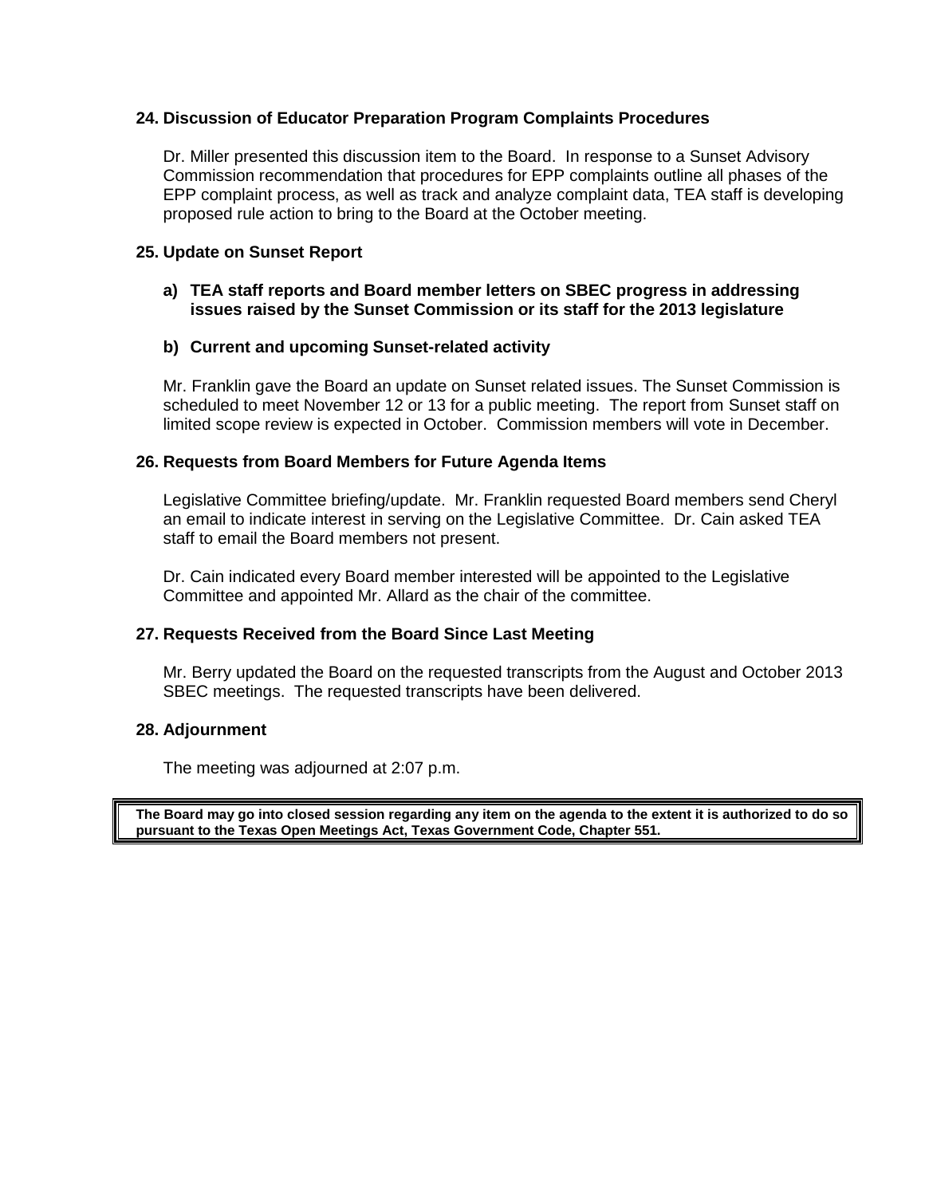**24. Discussion of Educator Preparation Program Complaints Procedures**

Dr. Miller presented this discussion item to the Board. In response to a Sunset Advisory Commission recommendation that procedures for EPP complaints outline all phases of the EPP complaint process, as well as track and analyze complaint data, TEA staff is developing proposed rule action to bring to the Board at the October meeting.

**25. Update on Sunset Report**

**a) TEA staff reports and Board member letters on SBEC progress in addressing issues raised by the Sunset Commission or its staff for the 2013 legislature**

**b) Current and upcoming Sunset-related activity**

Mr. Franklin gave the Board an update on Sunset related issues. The Sunset Commission is scheduled to meet November 12 or 13 for a public meeting. The report from Sunset staff on limited scope review is expected in October. Commission members will vote in December.

**26. Requests from Board Members for Future Agenda Items**

Legislative Committee briefing/update. Mr. Franklin requested Board members send Cheryl an email to indicate interest in serving on the Legislative Committee. Dr. Cain asked TEA staff to email the Board members not present.

Dr. Cain indicated every Board member interested will be appointed to the Legislative Committee and appointed Mr. Allard as the chair of the committee.

**27. Requests Received from the Board Since Last Meeting**

Mr. Berry updated the Board on the requested transcripts from the August and October 2013 SBEC meetings. The requested transcripts have been delivered.

**28. Adjournment**

The meeting was adjourned at 2:07 p.m.

**The Board may go into closed session regarding any item on the agenda to the extent it is authorized to do so pursuant to the Texas Open Meetings Act, Texas Government Code, Chapter 551.**